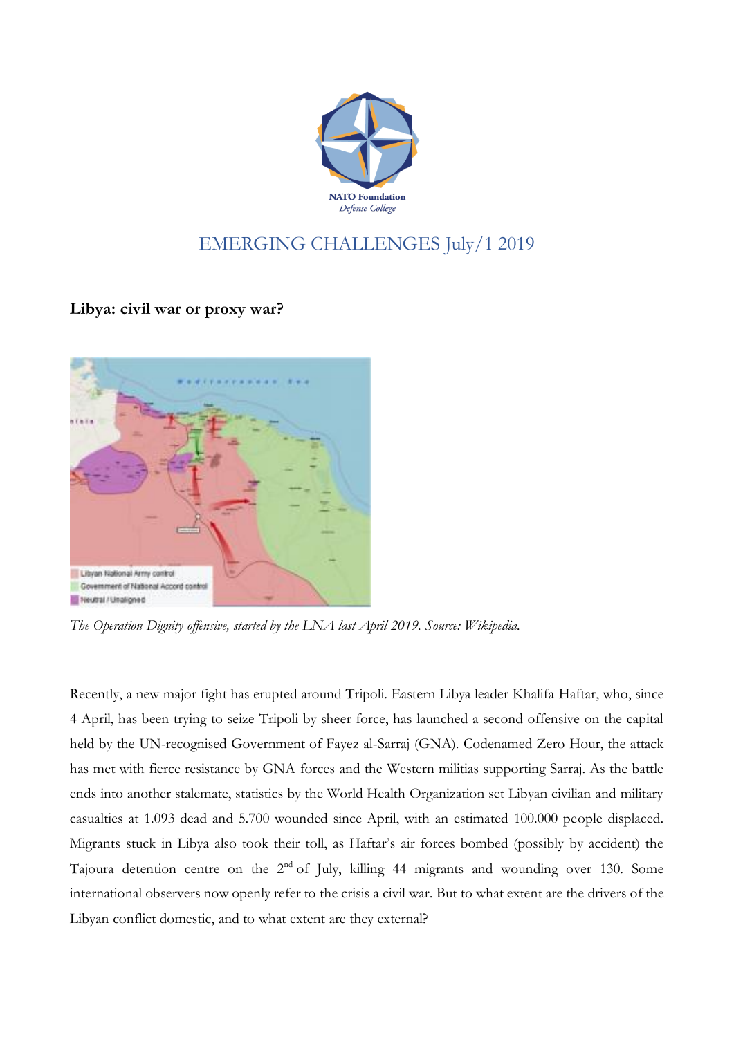NATO Foundation
*Defense College*

# EMERGING CHALLENGES July/1 2019

## Libya: civil war or proxy war?

*The Operation Dignity offensive, started by the LNA last April 2019. Source: Wikipedia.*

Recently, a new major fight has erupted around Tripoli. Eastern Libya leader Khalifa Haftar, who, since 4 April, has been trying to seize Tripoli by sheer force, has launched a second offensive on the capital held by the UN-recognised Government of Fayez al-Sarraj (GNA). Codenamed Zero Hour, the attack has met with fierce resistance by GNA forces and the Western militias supporting Sarraj. As the battle ends into another stalemate, statistics by the World Health Organization set Libyan civilian and military casualties at 1.093 dead and 5.700 wounded since April, with an estimated 100.000 people displaced. Migrants stuck in Libya also took their toll, as Haftar's air forces bombed (possibly by accident) the Tajoura detention centre on the 2nd of July, killing 44 migrants and wounding over 130. Some international observers now openly refer to the crisis a civil war. But to what extent are the drivers of the Libyan conflict domestic, and to what extent are they external?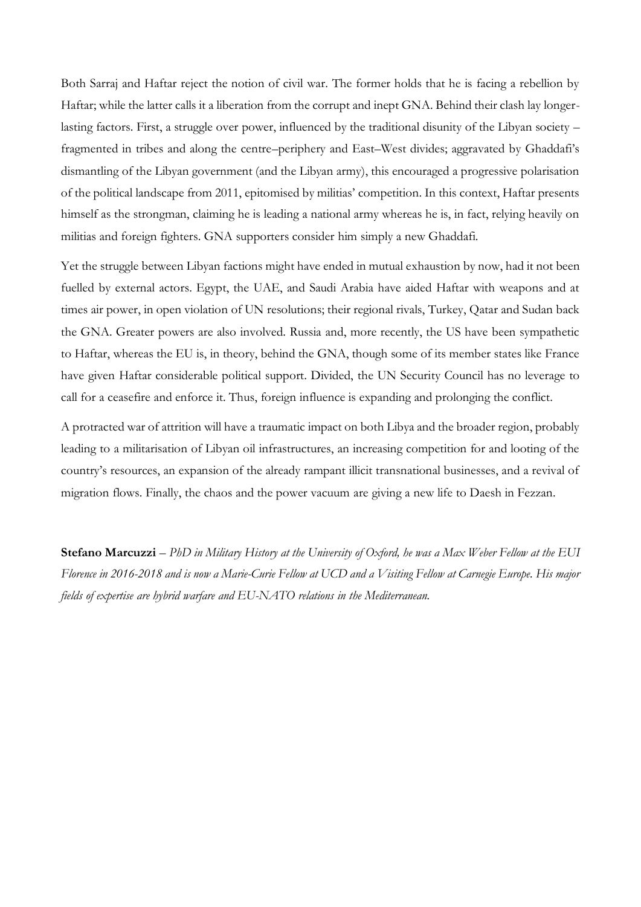Both Sarraj and Haftar reject the notion of civil war. The former holds that he is facing a rebellion by Haftar; while the latter calls it a liberation from the corrupt and inept GNA. Behind their clash lay longer-lasting factors. First, a struggle over power, influenced by the traditional disunity of the Libyan society – fragmented in tribes and along the centre–periphery and East–West divides; aggravated by Ghaddafi's dismantling of the Libyan government (and the Libyan army), this encouraged a progressive polarisation of the political landscape from 2011, epitomised by militias' competition. In this context, Haftar presents himself as the strongman, claiming he is leading a national army whereas he is, in fact, relying heavily on militias and foreign fighters. GNA supporters consider him simply a new Ghaddafi.

Yet the struggle between Libyan factions might have ended in mutual exhaustion by now, had it not been fuelled by external actors. Egypt, the UAE, and Saudi Arabia have aided Haftar with weapons and at times air power, in open violation of UN resolutions; their regional rivals, Turkey, Qatar and Sudan back the GNA. Greater powers are also involved. Russia and, more recently, the US have been sympathetic to Haftar, whereas the EU is, in theory, behind the GNA, though some of its member states like France have given Haftar considerable political support. Divided, the UN Security Council has no leverage to call for a ceasefire and enforce it. Thus, foreign influence is expanding and prolonging the conflict.

A protracted war of attrition will have a traumatic impact on both Libya and the broader region, probably leading to a militarisation of Libyan oil infrastructures, an increasing competition for and looting of the country's resources, an expansion of the already rampant illicit transnational businesses, and a revival of migration flows. Finally, the chaos and the power vacuum are giving a new life to Daesh in Fezzan.

**Stefano Marcuzzi** – *PhD in Military History at the University of Oxford, he was a Max Weber Fellow at the EUI Florence in 2016-2018 and is now a Marie-Curie Fellow at UCD and a Visiting Fellow at Carnegie Europe. His major fields of expertise are hybrid warfare and EU-NATO relations in the Mediterranean.*